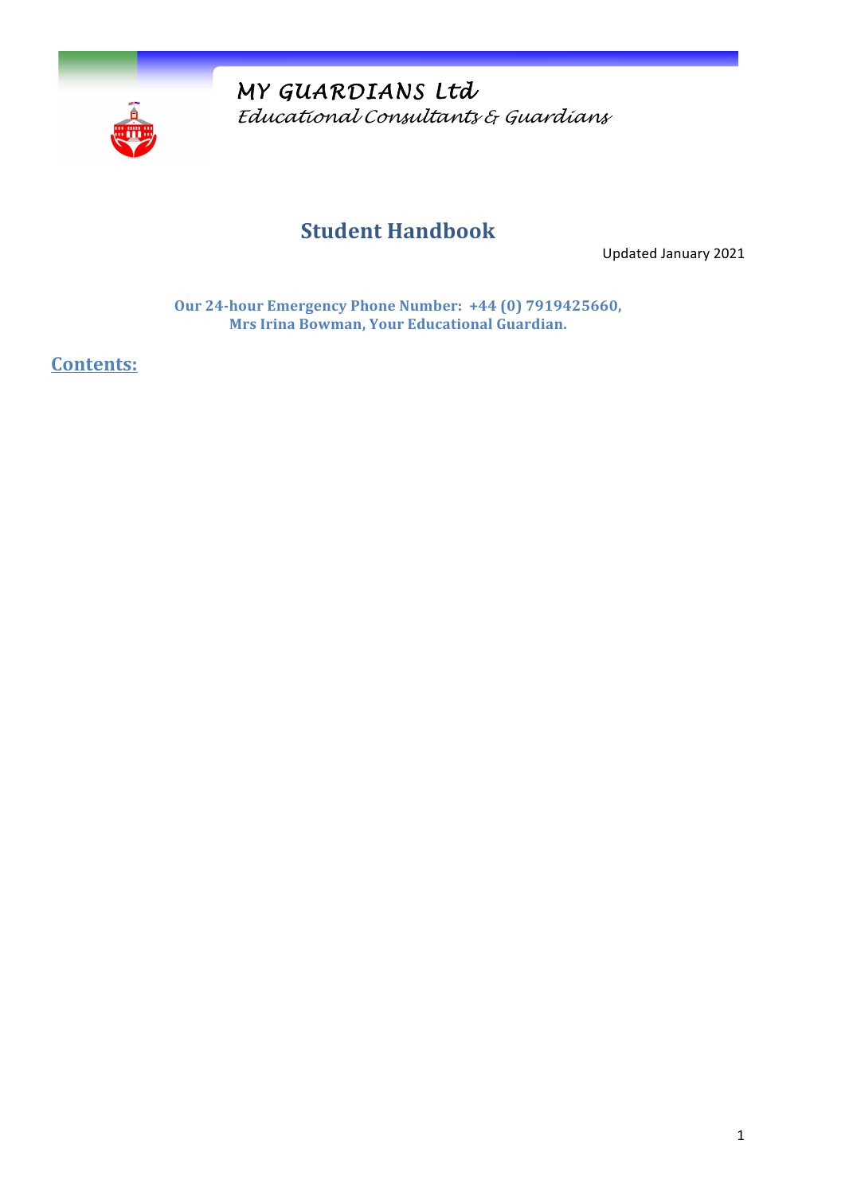MY GUARDIANS Ltd

*Educational Consultants & Guardians*

# Student Handbook

Updated January 2021

**Our 24-hour Emergency Phone Number: +44 (0) 7919425660,**
**Mrs Irina Bowman, Your Educational Guardian.**

## Contents: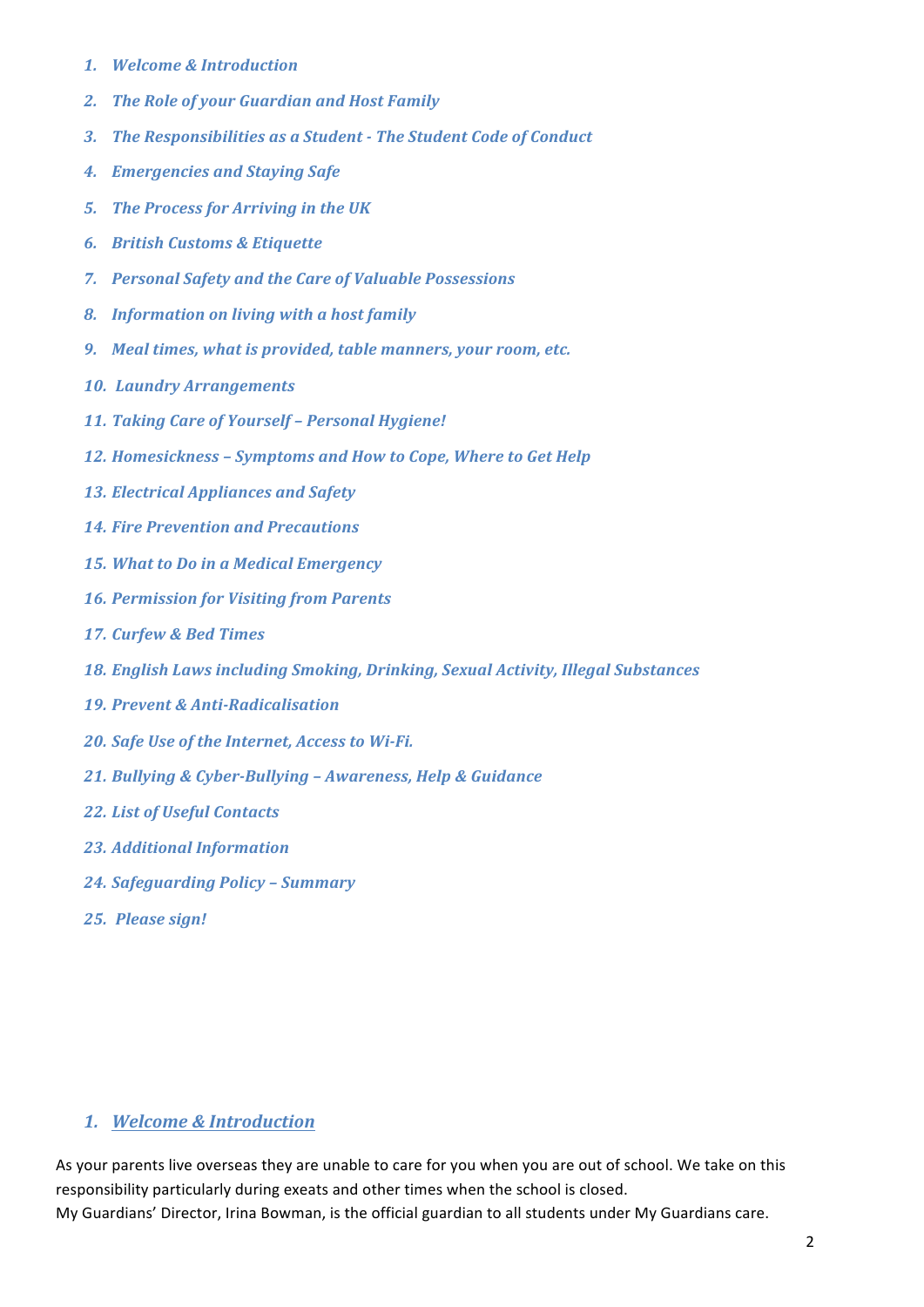1. ***Welcome & Introduction***
2. ***The Role of your Guardian and Host Family***
3. ***The Responsibilities as a Student - The Student Code of Conduct***
4. ***Emergencies and Staying Safe***
5. ***The Process for Arriving in the UK***
6. ***British Customs & Etiquette***
7. ***Personal Safety and the Care of Valuable Possessions***
8. ***Information on living with a host family***
9. ***Meal times, what is provided, table manners, your room, etc.***
10. ***Laundry Arrangements***
11. ***Taking Care of Yourself – Personal Hygiene!***
12. ***Homesickness – Symptoms and How to Cope, Where to Get Help***
13. ***Electrical Appliances and Safety***
14. ***Fire Prevention and Precautions***
15. ***What to Do in a Medical Emergency***
16. ***Permission for Visiting from Parents***
17. ***Curfew & Bed Times***
18. ***English Laws including Smoking, Drinking, Sexual Activity, Illegal Substances***
19. ***Prevent & Anti-Radicalisation***
20. ***Safe Use of the Internet, Access to Wi-Fi.***
21. ***Bullying & Cyber-Bullying – Awareness, Help & Guidance***
22. ***List of Useful Contacts***
23. ***Additional Information***
24. ***Safeguarding Policy – Summary***
25. ***Please sign!***

## 1. *Welcome & Introduction*

As your parents live overseas they are unable to care for you when you are out of school. We take on this responsibility particularly during exeats and other times when the school is closed.
My Guardians' Director, Irina Bowman, is the official guardian to all students under My Guardians care.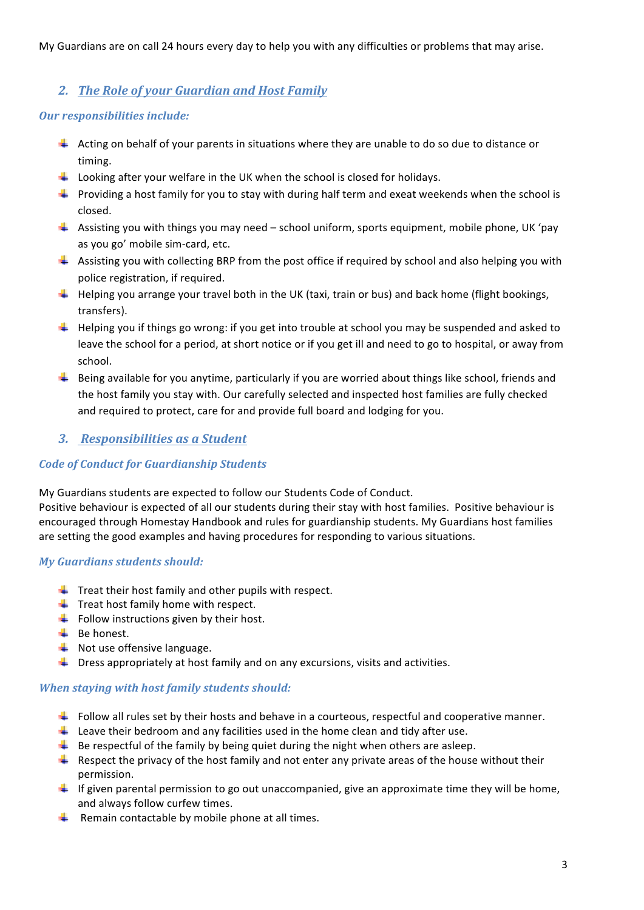My Guardians are on call 24 hours every day to help you with any difficulties or problems that may arise.

## 2. *The Role of your Guardian and Host Family*

### *Our responsibilities include:*

- Acting on behalf of your parents in situations where they are unable to do so due to distance or timing.
- Looking after your welfare in the UK when the school is closed for holidays.
- Providing a host family for you to stay with during half term and exeat weekends when the school is closed.
- Assisting you with things you may need – school uniform, sports equipment, mobile phone, UK 'pay as you go' mobile sim-card, etc.
- Assisting you with collecting BRP from the post office if required by school and also helping you with police registration, if required.
- Helping you arrange your travel both in the UK (taxi, train or bus) and back home (flight bookings, transfers).
- Helping you if things go wrong: if you get into trouble at school you may be suspended and asked to leave the school for a period, at short notice or if you get ill and need to go to hospital, or away from school.
- Being available for you anytime, particularly if you are worried about things like school, friends and the host family you stay with. Our carefully selected and inspected host families are fully checked and required to protect, care for and provide full board and lodging for you.

## 3. *Responsibilities as a Student*

### *Code of Conduct for Guardianship Students*

My Guardians students are expected to follow our Students Code of Conduct.
Positive behaviour is expected of all our students during their stay with host families. Positive behaviour is encouraged through Homestay Handbook and rules for guardianship students. My Guardians host families are setting the good examples and having procedures for responding to various situations.

### *My Guardians students should:*

- Treat their host family and other pupils with respect.
- Treat host family home with respect.
- Follow instructions given by their host.
- Be honest.
- Not use offensive language.
- Dress appropriately at host family and on any excursions, visits and activities.

### *When staying with host family students should:*

- Follow all rules set by their hosts and behave in a courteous, respectful and cooperative manner.
- Leave their bedroom and any facilities used in the home clean and tidy after use.
- Be respectful of the family by being quiet during the night when others are asleep.
- Respect the privacy of the host family and not enter any private areas of the house without their permission.
- If given parental permission to go out unaccompanied, give an approximate time they will be home, and always follow curfew times.
- Remain contactable by mobile phone at all times.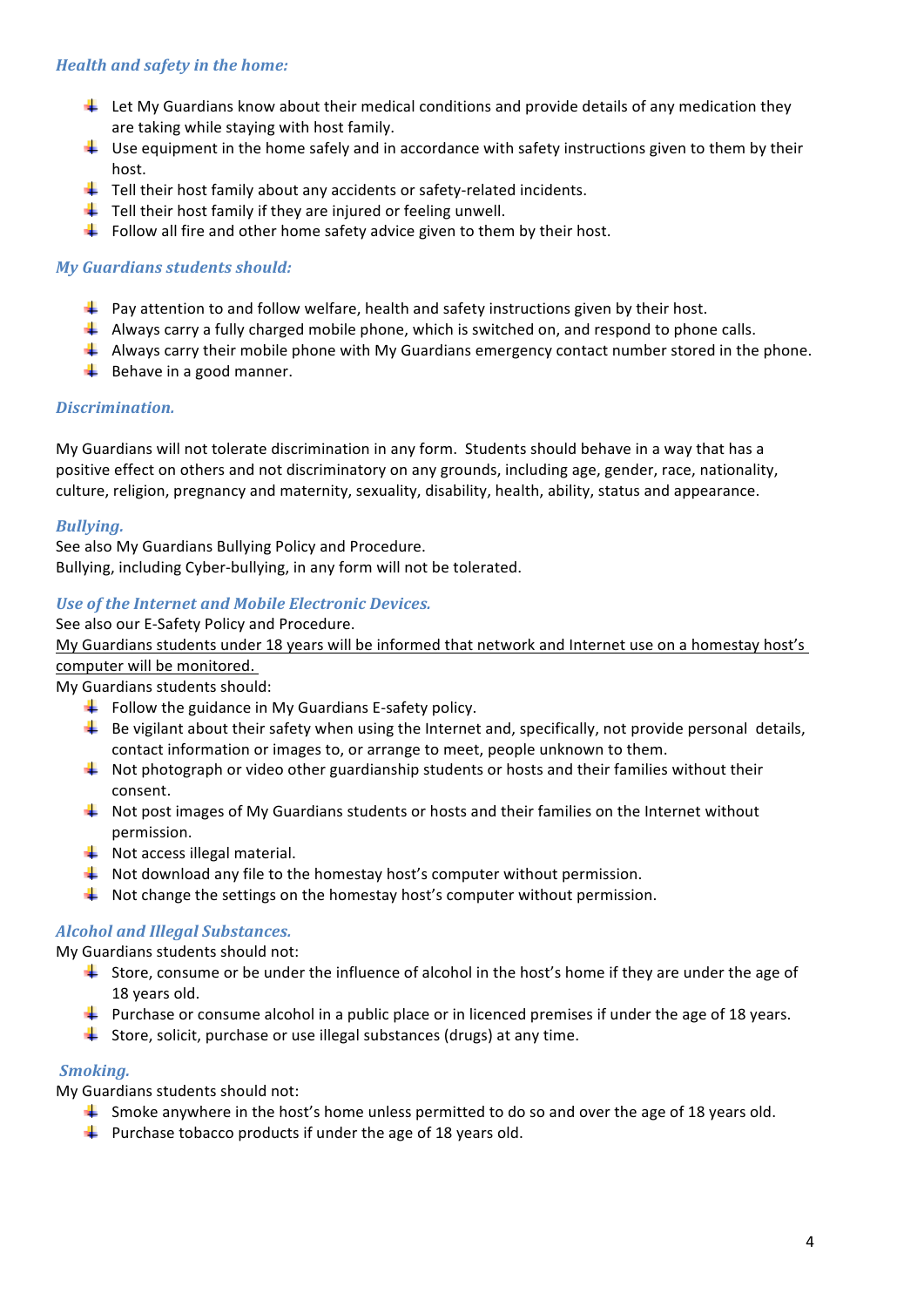### *Health and safety in the home:*

- Let My Guardians know about their medical conditions and provide details of any medication they are taking while staying with host family.
- Use equipment in the home safely and in accordance with safety instructions given to them by their host.
- Tell their host family about any accidents or safety-related incidents.
- Tell their host family if they are injured or feeling unwell.
- Follow all fire and other home safety advice given to them by their host.

### *My Guardians students should:*

- Pay attention to and follow welfare, health and safety instructions given by their host.
- Always carry a fully charged mobile phone, which is switched on, and respond to phone calls.
- Always carry their mobile phone with My Guardians emergency contact number stored in the phone.
- Behave in a good manner.

### *Discrimination.*

My Guardians will not tolerate discrimination in any form. Students should behave in a way that has a positive effect on others and not discriminatory on any grounds, including age, gender, race, nationality, culture, religion, pregnancy and maternity, sexuality, disability, health, ability, status and appearance.

### *Bullying.*

See also My Guardians Bullying Policy and Procedure.
Bullying, including Cyber-bullying, in any form will not be tolerated.

### *Use of the Internet and Mobile Electronic Devices.*

See also our E-Safety Policy and Procedure.
<u>My Guardians students under 18 years will be informed that network and Internet use on a homestay host's computer will be monitored.</u>
My Guardians students should:

- Follow the guidance in My Guardians E-safety policy.
- Be vigilant about their safety when using the Internet and, specifically, not provide personal details, contact information or images to, or arrange to meet, people unknown to them.
- Not photograph or video other guardianship students or hosts and their families without their consent.
- Not post images of My Guardians students or hosts and their families on the Internet without permission.
- Not access illegal material.
- Not download any file to the homestay host's computer without permission.
- Not change the settings on the homestay host's computer without permission.

### *Alcohol and Illegal Substances.*

My Guardians students should not:

- Store, consume or be under the influence of alcohol in the host's home if they are under the age of 18 years old.
- Purchase or consume alcohol in a public place or in licenced premises if under the age of 18 years.
- Store, solicit, purchase or use illegal substances (drugs) at any time.

### *Smoking.*

My Guardians students should not:

- Smoke anywhere in the host's home unless permitted to do so and over the age of 18 years old.
- Purchase tobacco products if under the age of 18 years old.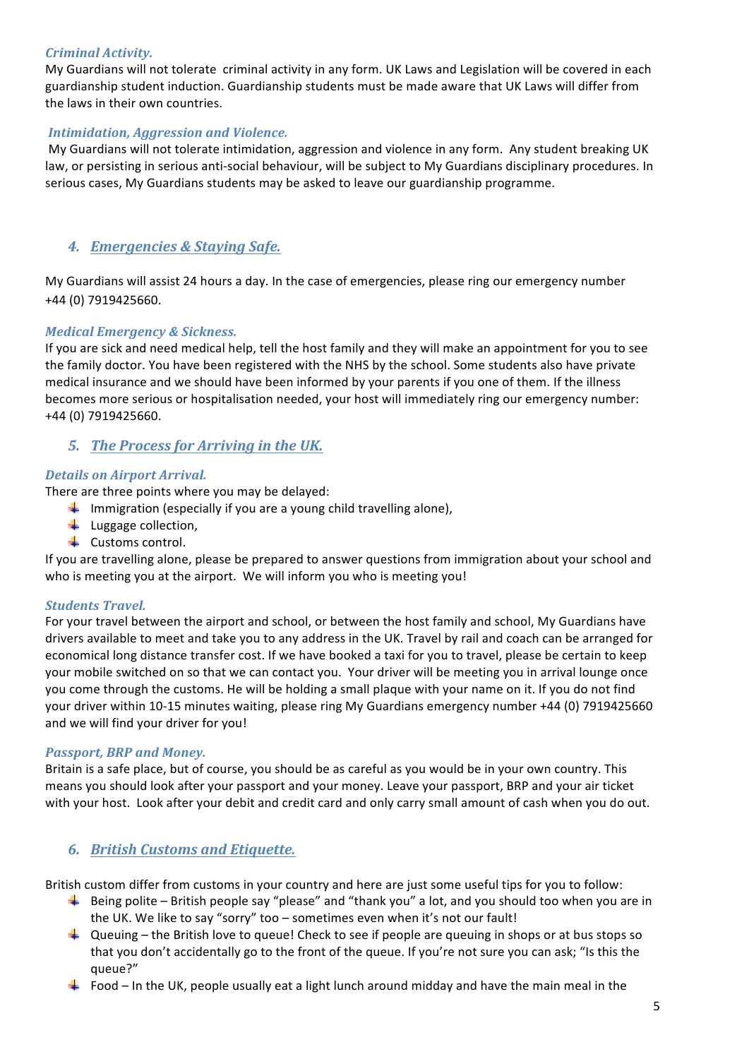### *Criminal Activity.*

My Guardians will not tolerate criminal activity in any form. UK Laws and Legislation will be covered in each guardianship student induction. Guardianship students must be made aware that UK Laws will differ from the laws in their own countries.

### *Intimidation, Aggression and Violence.*

My Guardians will not tolerate intimidation, aggression and violence in any form. Any student breaking UK law, or persisting in serious anti-social behaviour, will be subject to My Guardians disciplinary procedures. In serious cases, My Guardians students may be asked to leave our guardianship programme.

## 4. *Emergencies & Staying Safe.*

My Guardians will assist 24 hours a day. In the case of emergencies, please ring our emergency number +44 (0) 7919425660.

### *Medical Emergency & Sickness.*

If you are sick and need medical help, tell the host family and they will make an appointment for you to see the family doctor. You have been registered with the NHS by the school. Some students also have private medical insurance and we should have been informed by your parents if you one of them. If the illness becomes more serious or hospitalisation needed, your host will immediately ring our emergency number: +44 (0) 7919425660.

## 5. *The Process for Arriving in the UK.*

### *Details on Airport Arrival.*

There are three points where you may be delayed:

- Immigration (especially if you are a young child travelling alone),
- Luggage collection,
- Customs control.

If you are travelling alone, please be prepared to answer questions from immigration about your school and who is meeting you at the airport. We will inform you who is meeting you!

### *Students Travel.*

For your travel between the airport and school, or between the host family and school, My Guardians have drivers available to meet and take you to any address in the UK. Travel by rail and coach can be arranged for economical long distance transfer cost. If we have booked a taxi for you to travel, please be certain to keep your mobile switched on so that we can contact you. Your driver will be meeting you in arrival lounge once you come through the customs. He will be holding a small plaque with your name on it. If you do not find your driver within 10-15 minutes waiting, please ring My Guardians emergency number +44 (0) 7919425660 and we will find your driver for you!

### *Passport, BRP and Money.*

Britain is a safe place, but of course, you should be as careful as you would be in your own country. This means you should look after your passport and your money. Leave your passport, BRP and your air ticket with your host. Look after your debit and credit card and only carry small amount of cash when you do out.

## 6. *British Customs and Etiquette.*

British custom differ from customs in your country and here are just some useful tips for you to follow:

- Being polite – British people say "please" and "thank you" a lot, and you should too when you are in the UK. We like to say "sorry" too – sometimes even when it's not our fault!
- Queuing – the British love to queue! Check to see if people are queuing in shops or at bus stops so that you don't accidentally go to the front of the queue. If you're not sure you can ask; "Is this the queue?"
- Food – In the UK, people usually eat a light lunch around midday and have the main meal in the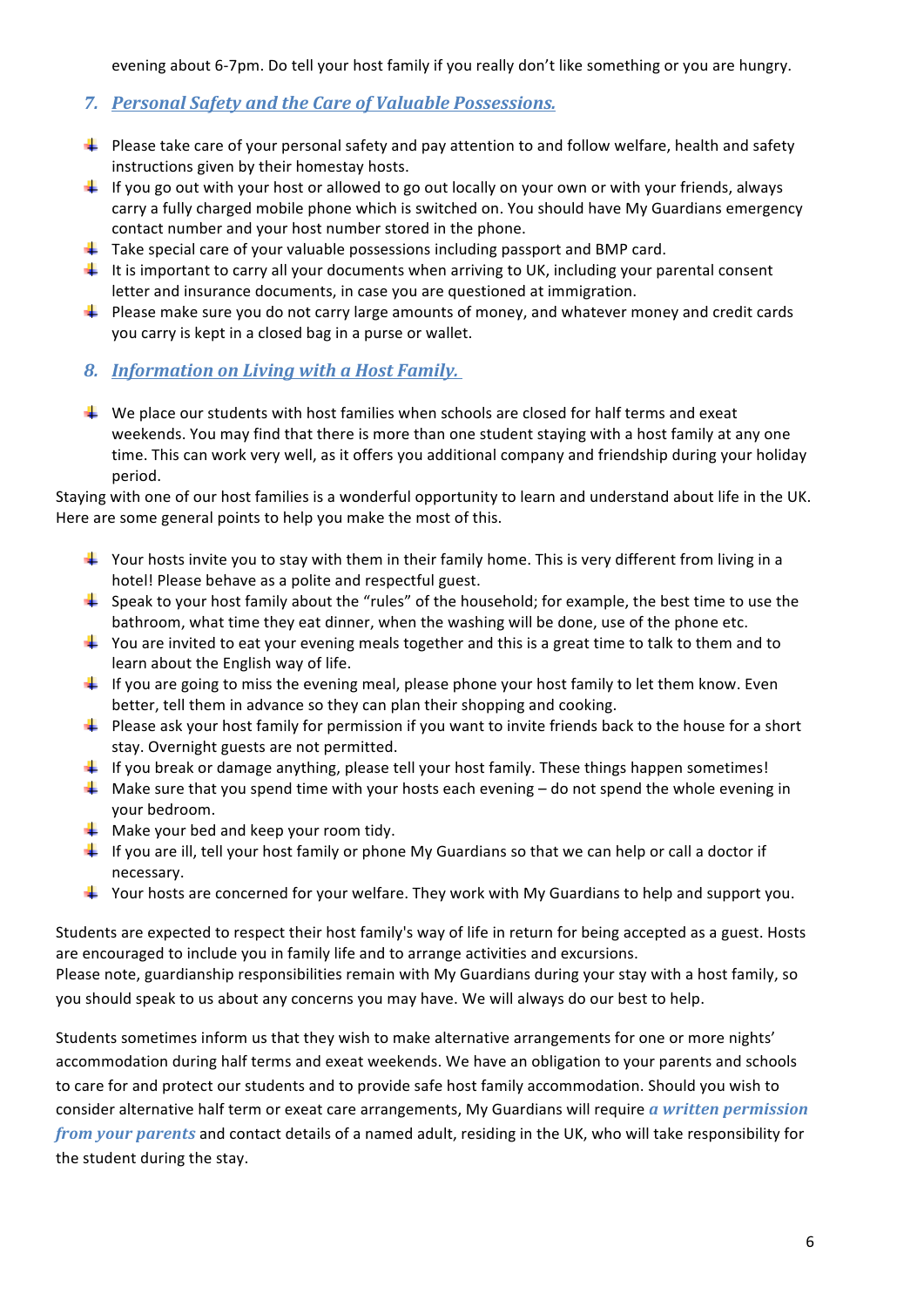evening about 6-7pm. Do tell your host family if you really don't like something or you are hungry.

## 7. *Personal Safety and the Care of Valuable Possessions.*

- Please take care of your personal safety and pay attention to and follow welfare, health and safety instructions given by their homestay hosts.
- If you go out with your host or allowed to go out locally on your own or with your friends, always carry a fully charged mobile phone which is switched on. You should have My Guardians emergency contact number and your host number stored in the phone.
- Take special care of your valuable possessions including passport and BMP card.
- It is important to carry all your documents when arriving to UK, including your parental consent letter and insurance documents, in case you are questioned at immigration.
- Please make sure you do not carry large amounts of money, and whatever money and credit cards you carry is kept in a closed bag in a purse or wallet.

## 8. *Information on Living with a Host Family.*

- We place our students with host families when schools are closed for half terms and exeat weekends. You may find that there is more than one student staying with a host family at any one time. This can work very well, as it offers you additional company and friendship during your holiday period.

Staying with one of our host families is a wonderful opportunity to learn and understand about life in the UK. Here are some general points to help you make the most of this.

- Your hosts invite you to stay with them in their family home. This is very different from living in a hotel! Please behave as a polite and respectful guest.
- Speak to your host family about the "rules" of the household; for example, the best time to use the bathroom, what time they eat dinner, when the washing will be done, use of the phone etc.
- You are invited to eat your evening meals together and this is a great time to talk to them and to learn about the English way of life.
- If you are going to miss the evening meal, please phone your host family to let them know. Even better, tell them in advance so they can plan their shopping and cooking.
- Please ask your host family for permission if you want to invite friends back to the house for a short stay. Overnight guests are not permitted.
- If you break or damage anything, please tell your host family. These things happen sometimes!
- Make sure that you spend time with your hosts each evening – do not spend the whole evening in your bedroom.
- Make your bed and keep your room tidy.
- If you are ill, tell your host family or phone My Guardians so that we can help or call a doctor if necessary.
- Your hosts are concerned for your welfare. They work with My Guardians to help and support you.

Students are expected to respect their host family's way of life in return for being accepted as a guest. Hosts are encouraged to include you in family life and to arrange activities and excursions.
Please note, guardianship responsibilities remain with My Guardians during your stay with a host family, so you should speak to us about any concerns you may have. We will always do our best to help.

Students sometimes inform us that they wish to make alternative arrangements for one or more nights' accommodation during half terms and exeat weekends. We have an obligation to your parents and schools to care for and protect our students and to provide safe host family accommodation. Should you wish to consider alternative half term or exeat care arrangements, My Guardians will require ***a written permission from your parents*** and contact details of a named adult, residing in the UK, who will take responsibility for the student during the stay.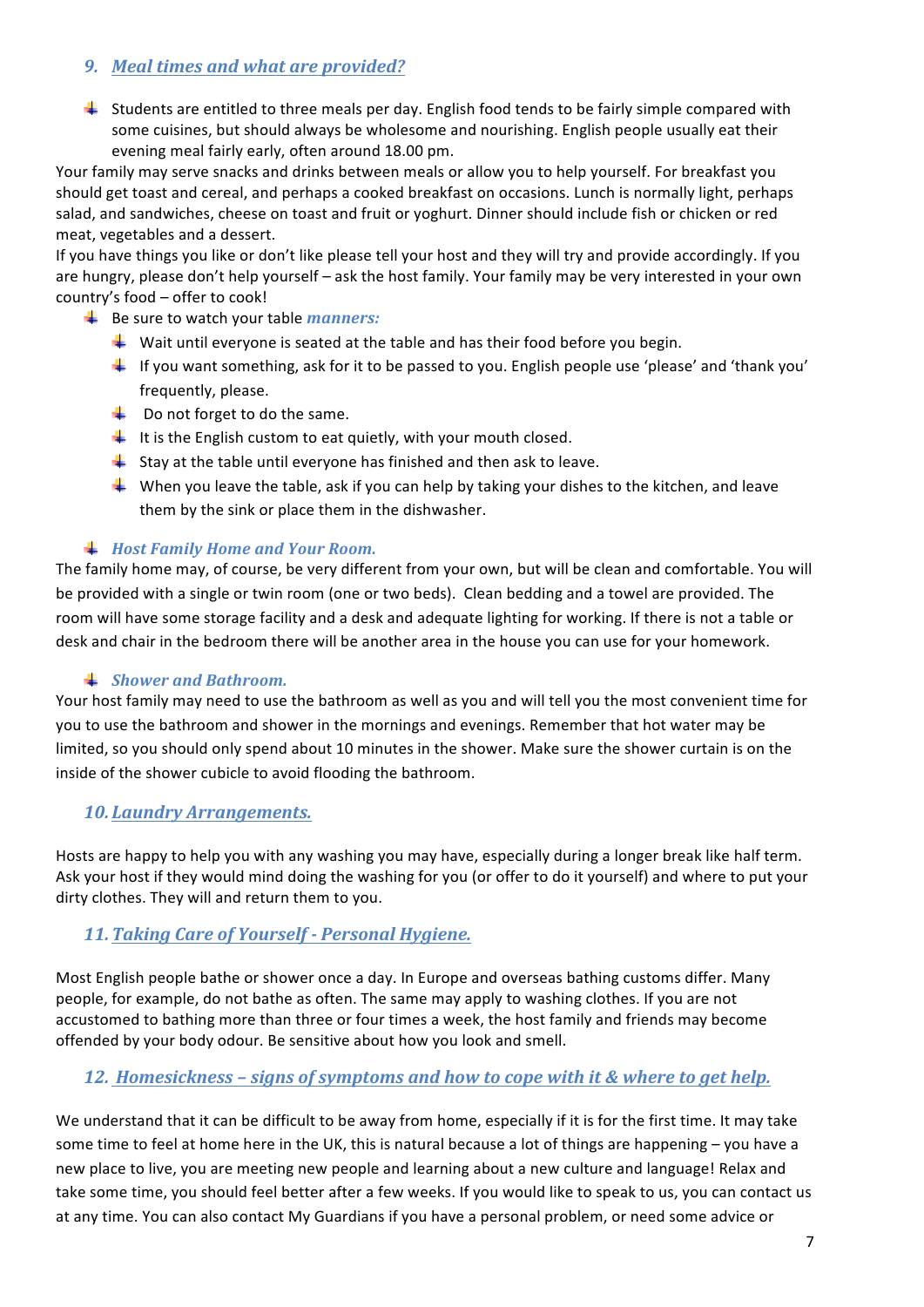## 9. *Meal times and what are provided?*

- Students are entitled to three meals per day. English food tends to be fairly simple compared with some cuisines, but should always be wholesome and nourishing. English people usually eat their evening meal fairly early, often around 18.00 pm.

Your family may serve snacks and drinks between meals or allow you to help yourself. For breakfast you should get toast and cereal, and perhaps a cooked breakfast on occasions. Lunch is normally light, perhaps salad, and sandwiches, cheese on toast and fruit or yoghurt. Dinner should include fish or chicken or red meat, vegetables and a dessert.

If you have things you like or don't like please tell your host and they will try and provide accordingly. If you are hungry, please don't help yourself – ask the host family. Your family may be very interested in your own country's food – offer to cook!

- Be sure to watch your table ***manners:***
  - Wait until everyone is seated at the table and has their food before you begin.
  - If you want something, ask for it to be passed to you. English people use 'please' and 'thank you' frequently, please.
  - Do not forget to do the same.
  - It is the English custom to eat quietly, with your mouth closed.
  - Stay at the table until everyone has finished and then ask to leave.
  - When you leave the table, ask if you can help by taking your dishes to the kitchen, and leave them by the sink or place them in the dishwasher.

- ***Host Family Home and Your Room.***

The family home may, of course, be very different from your own, but will be clean and comfortable. You will be provided with a single or twin room (one or two beds). Clean bedding and a towel are provided. The room will have some storage facility and a desk and adequate lighting for working. If there is not a table or desk and chair in the bedroom there will be another area in the house you can use for your homework.

- ***Shower and Bathroom.***

Your host family may need to use the bathroom as well as you and will tell you the most convenient time for you to use the bathroom and shower in the mornings and evenings. Remember that hot water may be limited, so you should only spend about 10 minutes in the shower. Make sure the shower curtain is on the inside of the shower cubicle to avoid flooding the bathroom.

## 10. *Laundry Arrangements.*

Hosts are happy to help you with any washing you may have, especially during a longer break like half term. Ask your host if they would mind doing the washing for you (or offer to do it yourself) and where to put your dirty clothes. They will and return them to you.

## 11. *Taking Care of Yourself - Personal Hygiene.*

Most English people bathe or shower once a day. In Europe and overseas bathing customs differ. Many people, for example, do not bathe as often. The same may apply to washing clothes. If you are not accustomed to bathing more than three or four times a week, the host family and friends may become offended by your body odour. Be sensitive about how you look and smell.

## 12. *Homesickness – signs of symptoms and how to cope with it & where to get help.*

We understand that it can be difficult to be away from home, especially if it is for the first time. It may take some time to feel at home here in the UK, this is natural because a lot of things are happening – you have a new place to live, you are meeting new people and learning about a new culture and language! Relax and take some time, you should feel better after a few weeks. If you would like to speak to us, you can contact us at any time. You can also contact My Guardians if you have a personal problem, or need some advice or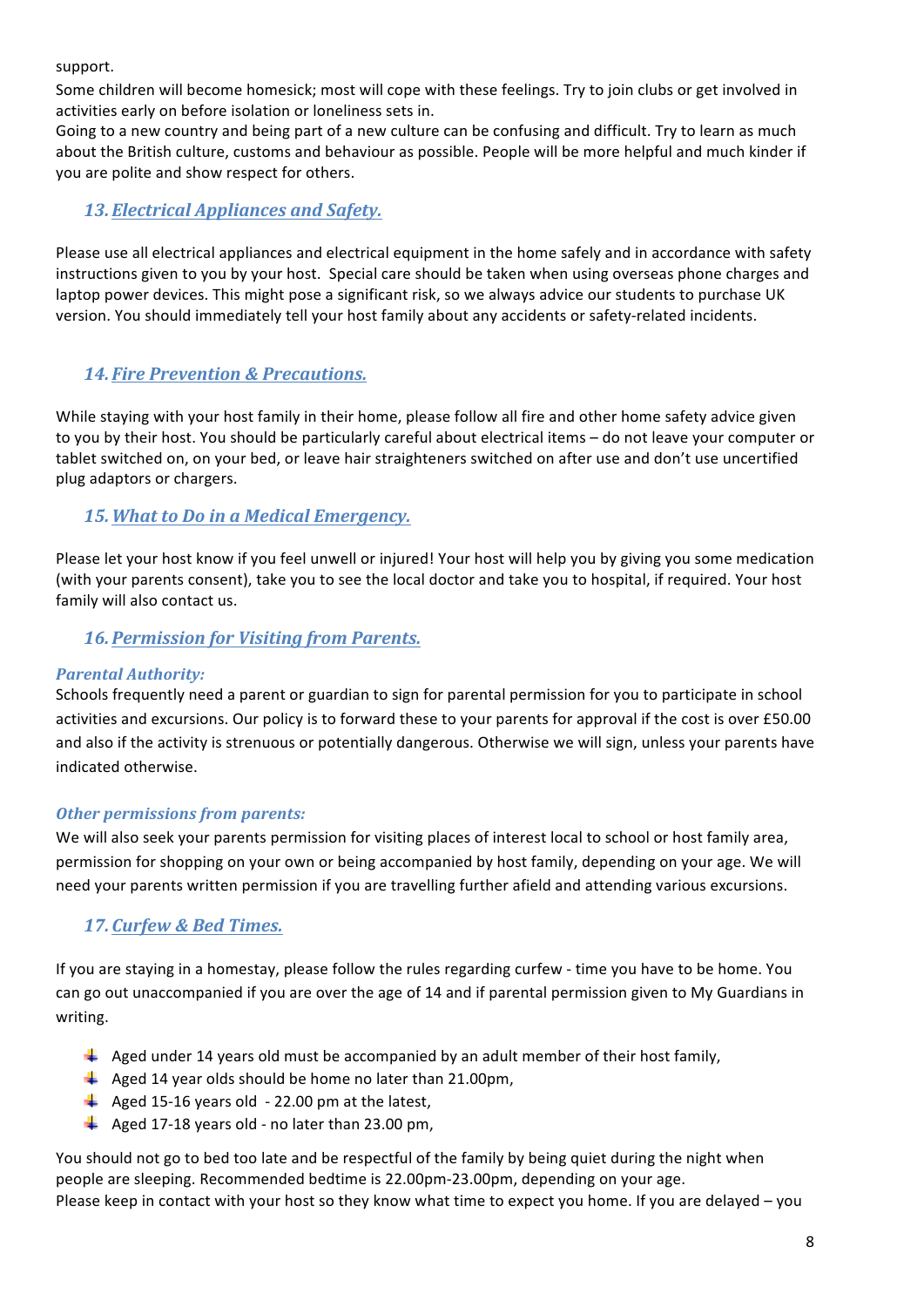support.

Some children will become homesick; most will cope with these feelings. Try to join clubs or get involved in activities early on before isolation or loneliness sets in.

Going to a new country and being part of a new culture can be confusing and difficult. Try to learn as much about the British culture, customs and behaviour as possible. People will be more helpful and much kinder if you are polite and show respect for others.

## 13. Electrical Appliances and Safety.

Please use all electrical appliances and electrical equipment in the home safely and in accordance with safety instructions given to you by your host. Special care should be taken when using overseas phone charges and laptop power devices. This might pose a significant risk, so we always advice our students to purchase UK version. You should immediately tell your host family about any accidents or safety-related incidents.

## 14. Fire Prevention & Precautions.

While staying with your host family in their home, please follow all fire and other home safety advice given to you by their host. You should be particularly careful about electrical items – do not leave your computer or tablet switched on, on your bed, or leave hair straighteners switched on after use and don't use uncertified plug adaptors or chargers.

## 15. What to Do in a Medical Emergency.

Please let your host know if you feel unwell or injured! Your host will help you by giving you some medication (with your parents consent), take you to see the local doctor and take you to hospital, if required. Your host family will also contact us.

## 16. Permission for Visiting from Parents.

### *Parental Authority:*

Schools frequently need a parent or guardian to sign for parental permission for you to participate in school activities and excursions. Our policy is to forward these to your parents for approval if the cost is over £50.00 and also if the activity is strenuous or potentially dangerous. Otherwise we will sign, unless your parents have indicated otherwise.

### *Other permissions from parents:*

We will also seek your parents permission for visiting places of interest local to school or host family area, permission for shopping on your own or being accompanied by host family, depending on your age. We will need your parents written permission if you are travelling further afield and attending various excursions.

## 17. Curfew & Bed Times.

If you are staying in a homestay, please follow the rules regarding curfew - time you have to be home. You can go out unaccompanied if you are over the age of 14 and if parental permission given to My Guardians in writing.

- Aged under 14 years old must be accompanied by an adult member of their host family,
- Aged 14 year olds should be home no later than 21.00pm,
- Aged 15-16 years old - 22.00 pm at the latest,
- Aged 17-18 years old - no later than 23.00 pm,

You should not go to bed too late and be respectful of the family by being quiet during the night when people are sleeping. Recommended bedtime is 22.00pm-23.00pm, depending on your age.

Please keep in contact with your host so they know what time to expect you home. If you are delayed – you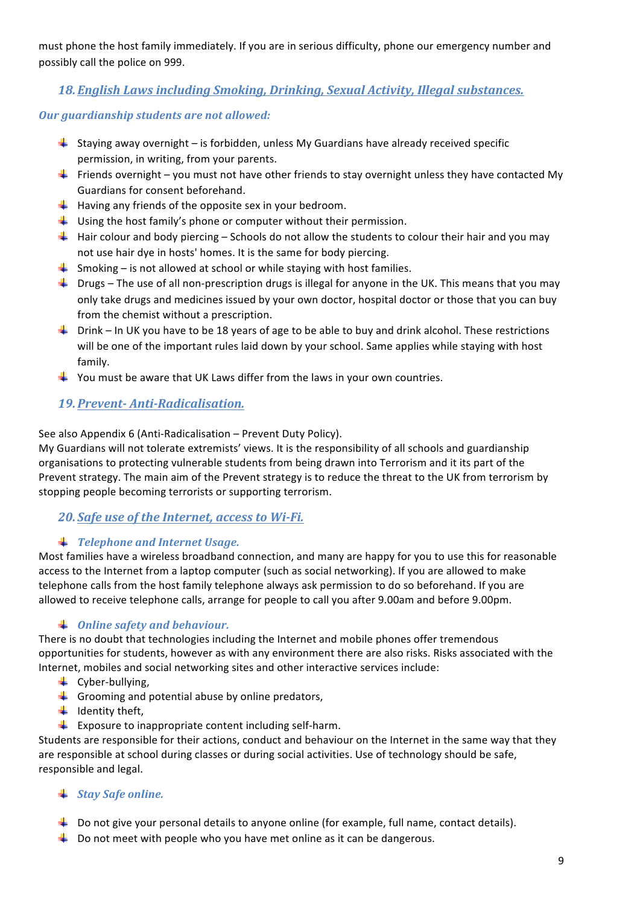must phone the host family immediately. If you are in serious difficulty, phone our emergency number and possibly call the police on 999.

## 18. *English Laws including Smoking, Drinking, Sexual Activity, Illegal substances.*

### *Our guardianship students are not allowed:*

- Staying away overnight – is forbidden, unless My Guardians have already received specific permission, in writing, from your parents.
- Friends overnight – you must not have other friends to stay overnight unless they have contacted My Guardians for consent beforehand.
- Having any friends of the opposite sex in your bedroom.
- Using the host family's phone or computer without their permission.
- Hair colour and body piercing – Schools do not allow the students to colour their hair and you may not use hair dye in hosts' homes. It is the same for body piercing.
- Smoking – is not allowed at school or while staying with host families.
- Drugs – The use of all non-prescription drugs is illegal for anyone in the UK. This means that you may only take drugs and medicines issued by your own doctor, hospital doctor or those that you can buy from the chemist without a prescription.
- Drink – In UK you have to be 18 years of age to be able to buy and drink alcohol. These restrictions will be one of the important rules laid down by your school. Same applies while staying with host family.
- You must be aware that UK Laws differ from the laws in your own countries.

## 19. *Prevent- Anti-Radicalisation.*

See also Appendix 6 (Anti-Radicalisation – Prevent Duty Policy).
My Guardians will not tolerate extremists' views. It is the responsibility of all schools and guardianship organisations to protecting vulnerable students from being drawn into Terrorism and it its part of the Prevent strategy. The main aim of the Prevent strategy is to reduce the threat to the UK from terrorism by stopping people becoming terrorists or supporting terrorism.

## 20. *Safe use of the Internet, access to Wi-Fi.*

### *Telephone and Internet Usage.*

Most families have a wireless broadband connection, and many are happy for you to use this for reasonable access to the Internet from a laptop computer (such as social networking). If you are allowed to make telephone calls from the host family telephone always ask permission to do so beforehand. If you are allowed to receive telephone calls, arrange for people to call you after 9.00am and before 9.00pm.

### *Online safety and behaviour.*

There is no doubt that technologies including the Internet and mobile phones offer tremendous opportunities for students, however as with any environment there are also risks. Risks associated with the Internet, mobiles and social networking sites and other interactive services include:

- Cyber-bullying,
- Grooming and potential abuse by online predators,
- Identity theft,
- Exposure to inappropriate content including self-harm.

Students are responsible for their actions, conduct and behaviour on the Internet in the same way that they are responsible at school during classes or during social activities. Use of technology should be safe, responsible and legal.

### *Stay Safe online.*

- Do not give your personal details to anyone online (for example, full name, contact details).
- Do not meet with people who you have met online as it can be dangerous.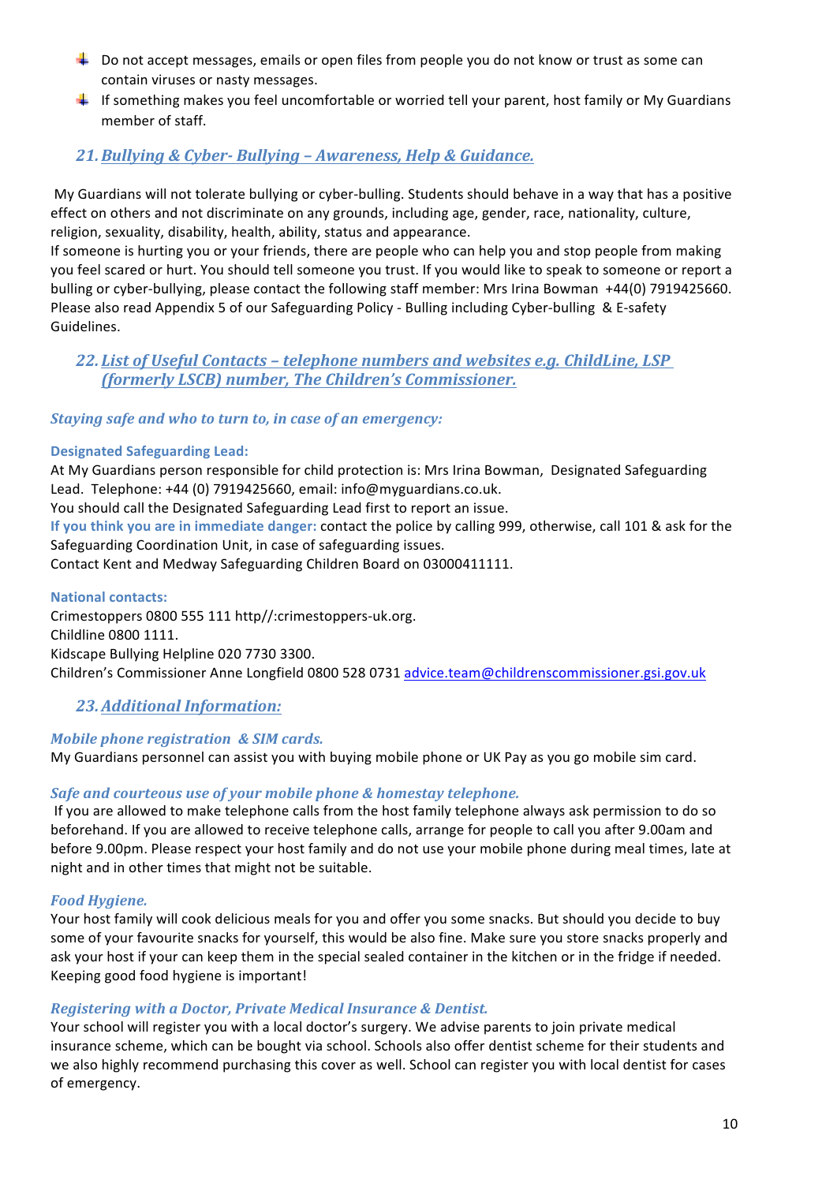- Do not accept messages, emails or open files from people you do not know or trust as some can contain viruses or nasty messages.
- If something makes you feel uncomfortable or worried tell your parent, host family or My Guardians member of staff.

## 21. Bullying & Cyber- Bullying – Awareness, Help & Guidance.

My Guardians will not tolerate bullying or cyber-bulling. Students should behave in a way that has a positive effect on others and not discriminate on any grounds, including age, gender, race, nationality, culture, religion, sexuality, disability, health, ability, status and appearance.
If someone is hurting you or your friends, there are people who can help you and stop people from making you feel scared or hurt. You should tell someone you trust. If you would like to speak to someone or report a bulling or cyber-bullying, please contact the following staff member: Mrs Irina Bowman +44(0) 7919425660. Please also read Appendix 5 of our Safeguarding Policy - Bulling including Cyber-bulling & E-safety Guidelines.

## 22. List of Useful Contacts – telephone numbers and websites e.g. ChildLine, LSP (formerly LSCB) number, The Children's Commissioner.

### *Staying safe and who to turn to, in case of an emergency:*

**Designated Safeguarding Lead:**
At My Guardians person responsible for child protection is: Mrs Irina Bowman, Designated Safeguarding Lead. Telephone: +44 (0) 7919425660, email: info@myguardians.co.uk.
You should call the Designated Safeguarding Lead first to report an issue.
**If you think you are in immediate danger:** contact the police by calling 999, otherwise, call 101 & ask for the Safeguarding Coordination Unit, in case of safeguarding issues.
Contact Kent and Medway Safeguarding Children Board on 03000411111.

**National contacts:**
Crimestoppers 0800 555 111 http//:crimestoppers-uk.org.
Childline 0800 1111.
Kidscape Bullying Helpline 020 7730 3300.
Children's Commissioner Anne Longfield 0800 528 0731 advice.team@childrenscommissioner.gsi.gov.uk

## 23. Additional Information:

### *Mobile phone registration & SIM cards.*
My Guardians personnel can assist you with buying mobile phone or UK Pay as you go mobile sim card.

### *Safe and courteous use of your mobile phone & homestay telephone.*
If you are allowed to make telephone calls from the host family telephone always ask permission to do so beforehand. If you are allowed to receive telephone calls, arrange for people to call you after 9.00am and before 9.00pm. Please respect your host family and do not use your mobile phone during meal times, late at night and in other times that might not be suitable.

### *Food Hygiene.*
Your host family will cook delicious meals for you and offer you some snacks. But should you decide to buy some of your favourite snacks for yourself, this would be also fine. Make sure you store snacks properly and ask your host if your can keep them in the special sealed container in the kitchen or in the fridge if needed. Keeping good food hygiene is important!

### *Registering with a Doctor, Private Medical Insurance & Dentist.*
Your school will register you with a local doctor's surgery. We advise parents to join private medical insurance scheme, which can be bought via school. Schools also offer dentist scheme for their students and we also highly recommend purchasing this cover as well. School can register you with local dentist for cases of emergency.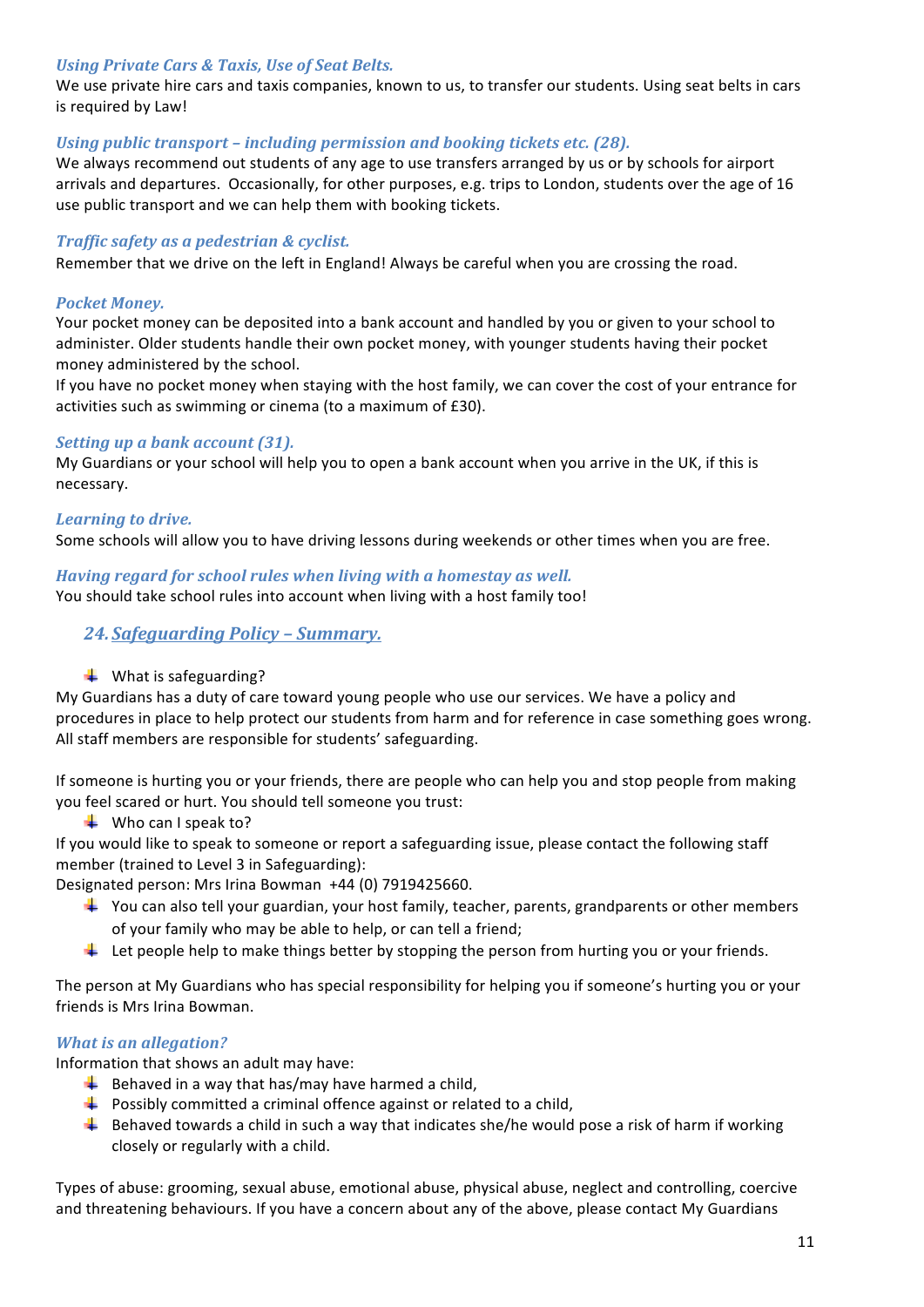### *Using Private Cars & Taxis, Use of Seat Belts.*

We use private hire cars and taxis companies, known to us, to transfer our students. Using seat belts in cars is required by Law!

### *Using public transport – including permission and booking tickets etc. (28).*

We always recommend out students of any age to use transfers arranged by us or by schools for airport arrivals and departures. Occasionally, for other purposes, e.g. trips to London, students over the age of 16 use public transport and we can help them with booking tickets.

### *Traffic safety as a pedestrian & cyclist.*

Remember that we drive on the left in England! Always be careful when you are crossing the road.

### *Pocket Money.*

Your pocket money can be deposited into a bank account and handled by you or given to your school to administer. Older students handle their own pocket money, with younger students having their pocket money administered by the school.

If you have no pocket money when staying with the host family, we can cover the cost of your entrance for activities such as swimming or cinema (to a maximum of £30).

### *Setting up a bank account (31).*

My Guardians or your school will help you to open a bank account when you arrive in the UK, if this is necessary.

### *Learning to drive.*

Some schools will allow you to have driving lessons during weekends or other times when you are free.

### *Having regard for school rules when living with a homestay as well.*

You should take school rules into account when living with a host family too!

## *24. Safeguarding Policy – Summary.*

- What is safeguarding?

My Guardians has a duty of care toward young people who use our services. We have a policy and procedures in place to help protect our students from harm and for reference in case something goes wrong. All staff members are responsible for students' safeguarding.

If someone is hurting you or your friends, there are people who can help you and stop people from making you feel scared or hurt. You should tell someone you trust:

- Who can I speak to?

If you would like to speak to someone or report a safeguarding issue, please contact the following staff member (trained to Level 3 in Safeguarding):

Designated person: Mrs Irina Bowman +44 (0) 7919425660.

- You can also tell your guardian, your host family, teacher, parents, grandparents or other members of your family who may be able to help, or can tell a friend;
- Let people help to make things better by stopping the person from hurting you or your friends.

The person at My Guardians who has special responsibility for helping you if someone's hurting you or your friends is Mrs Irina Bowman.

### *What is an allegation?*

Information that shows an adult may have:

- Behaved in a way that has/may have harmed a child,
- Possibly committed a criminal offence against or related to a child,
- Behaved towards a child in such a way that indicates she/he would pose a risk of harm if working closely or regularly with a child.

Types of abuse: grooming, sexual abuse, emotional abuse, physical abuse, neglect and controlling, coercive and threatening behaviours. If you have a concern about any of the above, please contact My Guardians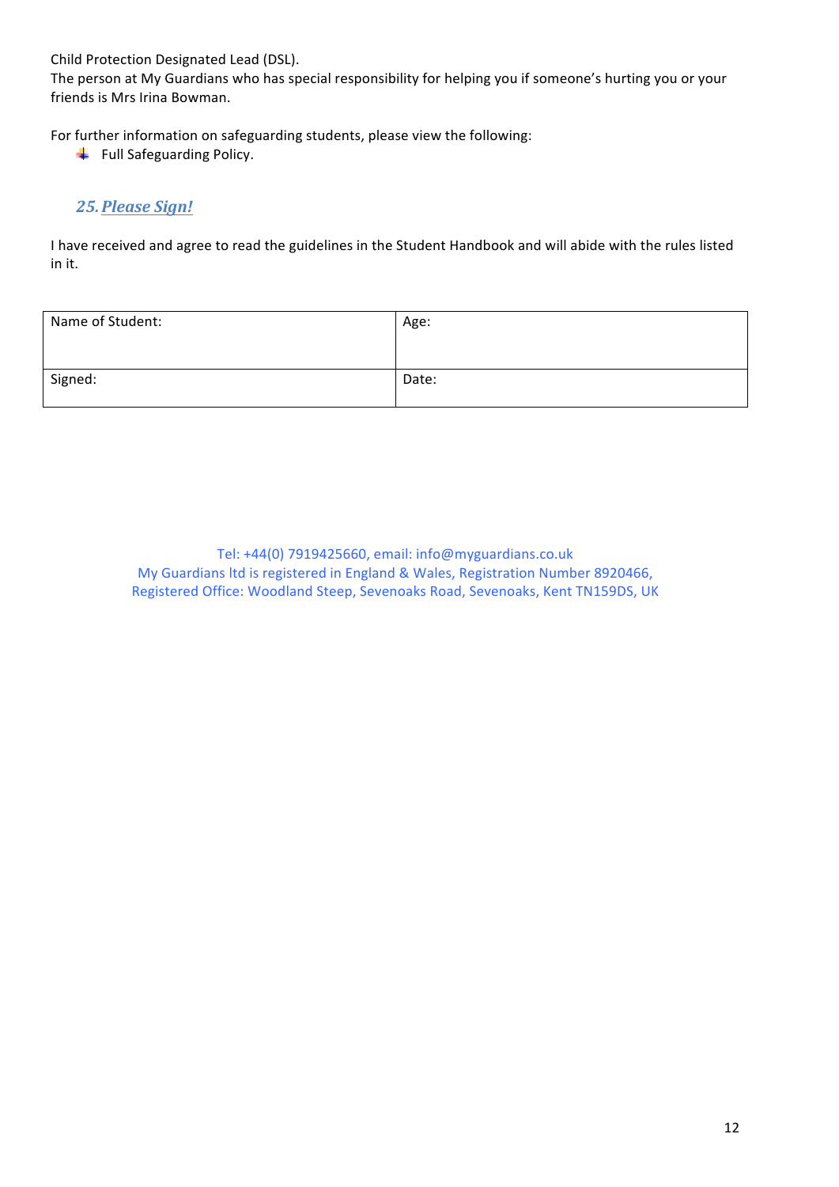Child Protection Designated Lead (DSL).
The person at My Guardians who has special responsibility for helping you if someone's hurting you or your friends is Mrs Irina Bowman.

For further information on safeguarding students, please view the following:

- Full Safeguarding Policy.

## 25. *Please Sign!*

I have received and agree to read the guidelines in the Student Handbook and will abide with the rules listed in it.

| | |
|---|---|
| Name of Student: | Age: |
| Signed: | Date: |

Tel: +44(0) 7919425660, email: info@myguardians.co.uk
My Guardians ltd is registered in England & Wales, Registration Number 8920466,
Registered Office: Woodland Steep, Sevenoaks Road, Sevenoaks, Kent TN159DS, UK